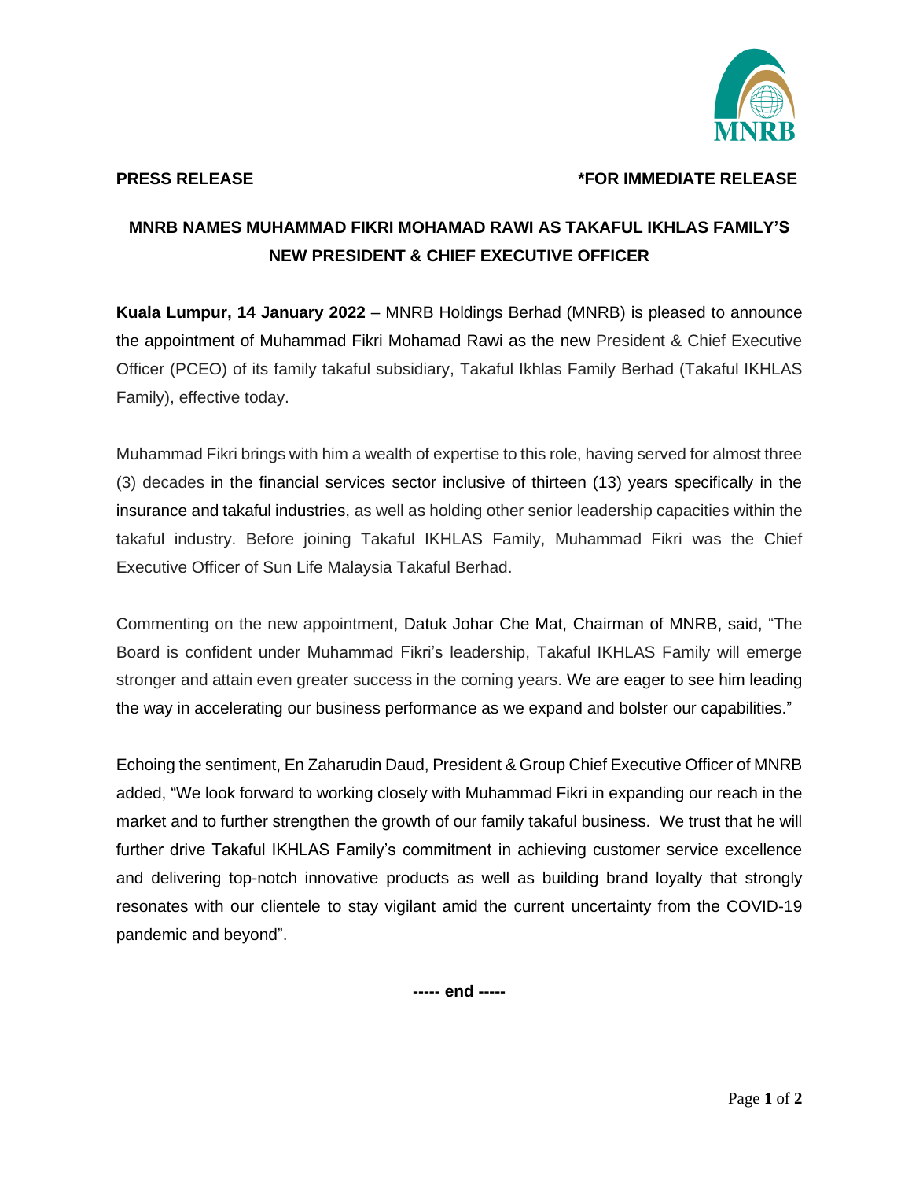**PRESS RELEASE** **\*FOR IMMEDIATE RELEASE**

# MNRB NAMES MUHAMMAD FIKRI MOHAMAD RAWI AS TAKAFUL IKHLAS FAMILY'S NEW PRESIDENT & CHIEF EXECUTIVE OFFICER

**Kuala Lumpur, 14 January 2022** – MNRB Holdings Berhad (MNRB) is pleased to announce the appointment of Muhammad Fikri Mohamad Rawi as the new President & Chief Executive Officer (PCEO) of its family takaful subsidiary, Takaful Ikhlas Family Berhad (Takaful IKHLAS Family), effective today.

Muhammad Fikri brings with him a wealth of expertise to this role, having served for almost three (3) decades in the financial services sector inclusive of thirteen (13) years specifically in the insurance and takaful industries, as well as holding other senior leadership capacities within the takaful industry. Before joining Takaful IKHLAS Family, Muhammad Fikri was the Chief Executive Officer of Sun Life Malaysia Takaful Berhad.

Commenting on the new appointment, Datuk Johar Che Mat, Chairman of MNRB, said, "The Board is confident under Muhammad Fikri's leadership, Takaful IKHLAS Family will emerge stronger and attain even greater success in the coming years. We are eager to see him leading the way in accelerating our business performance as we expand and bolster our capabilities."

Echoing the sentiment, En Zaharudin Daud, President & Group Chief Executive Officer of MNRB added, "We look forward to working closely with Muhammad Fikri in expanding our reach in the market and to further strengthen the growth of our family takaful business. We trust that he will further drive Takaful IKHLAS Family's commitment in achieving customer service excellence and delivering top-notch innovative products as well as building brand loyalty that strongly resonates with our clientele to stay vigilant amid the current uncertainty from the COVID-19 pandemic and beyond".

**----- end -----**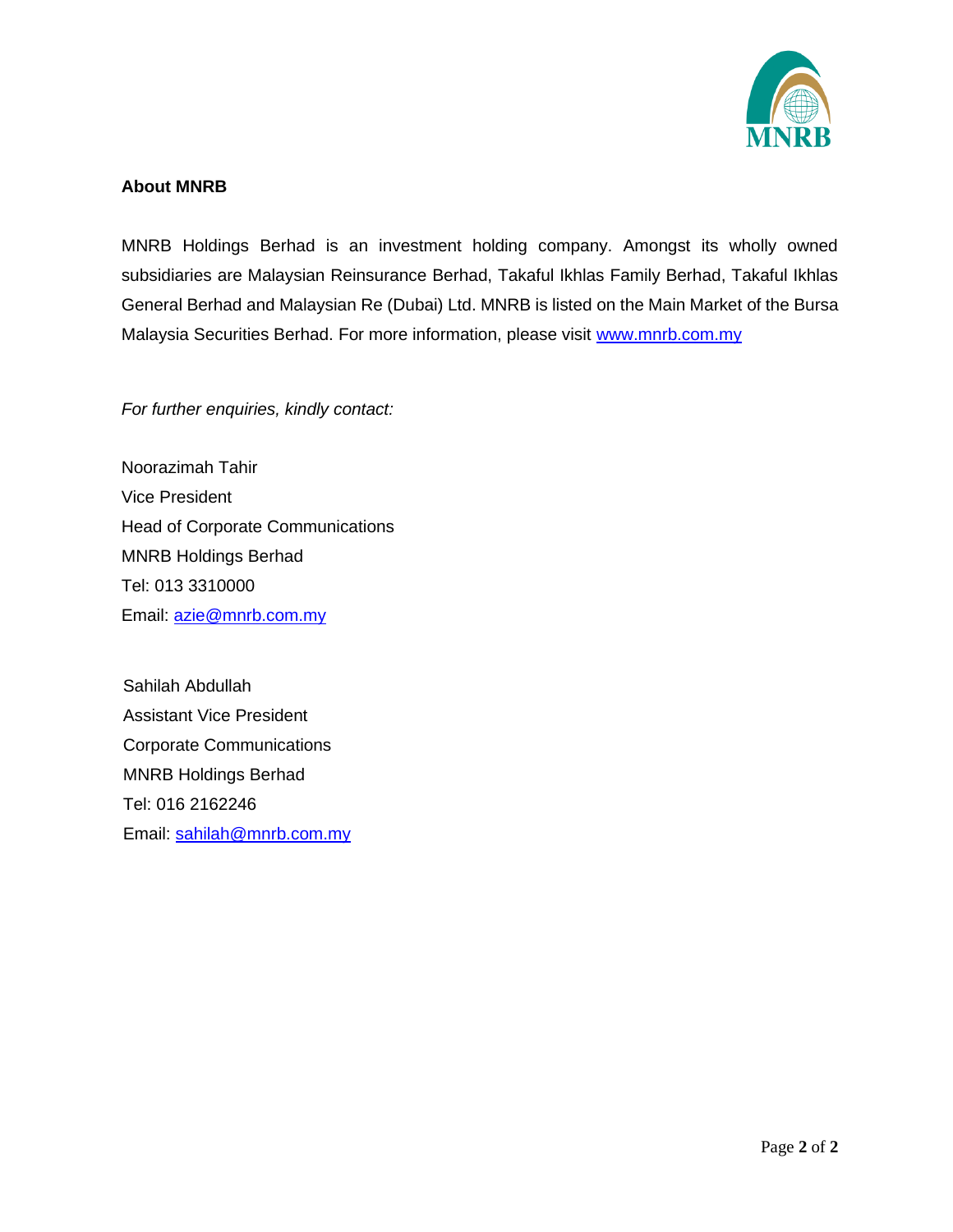**About MNRB**

MNRB Holdings Berhad is an investment holding company. Amongst its wholly owned subsidiaries are Malaysian Reinsurance Berhad, Takaful Ikhlas Family Berhad, Takaful Ikhlas General Berhad and Malaysian Re (Dubai) Ltd. MNRB is listed on the Main Market of the Bursa Malaysia Securities Berhad. For more information, please visit [www.mnrb.com.my](http://www.mnrb.com.my)

*For further enquiries, kindly contact:*

Noorazimah Tahir
Vice President
Head of Corporate Communications
MNRB Holdings Berhad
Tel: 013 3310000
Email: [azie@mnrb.com.my](mailto:azie@mnrb.com.my)

Sahilah Abdullah
Assistant Vice President
Corporate Communications
MNRB Holdings Berhad
Tel: 016 2162246
Email: [sahilah@mnrb.com.my](mailto:sahilah@mnrb.com.my)